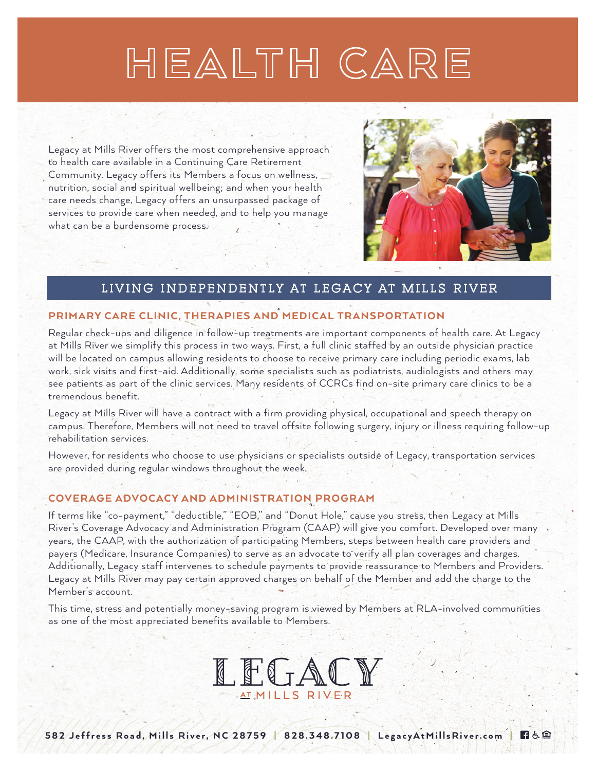# HEALTH CARE

Legacy at Mills River offers the most comprehensive approach to health care available in a Continuing Care Retirement Community. Legacy offers its Members a focus on wellness, nutrition, social and spiritual wellbeing; and when your health care needs change, Legacy offers an unsurpassed package of services to provide care when needed, and to help you manage what can be a burdensome process.

## LIVING INDEPENDENTLY AT LEGACY AT MILLS RIVER

### PRIMARY CARE CLINIC, THERAPIES AND MEDICAL TRANSPORTATION

Regular check-ups and diligence in follow-up treatments are important components of health care. At Legacy at Mills River we simplify this process in two ways. First, a full clinic staffed by an outside physician practice will be located on campus allowing residents to choose to receive primary care including periodic exams, lab work, sick visits and first-aid. Additionally, some specialists such as podiatrists, audiologists and others may see patients as part of the clinic services. Many residents of CCRCs find on-site primary care clinics to be a tremendous benefit.

Legacy at Mills River will have a contract with a firm providing physical, occupational and speech therapy on campus. Therefore, Members will not need to travel offsite following surgery, injury or illness requiring follow-up rehabilitation services.

However, for residents who choose to use physicians or specialists outside of Legacy, transportation services are provided during regular windows throughout the week.

### COVERAGE ADVOCACY AND ADMINISTRATION PROGRAM

If terms like "co-payment," "deductible," "EOB," and "Donut Hole," cause you stress, then Legacy at Mills River's Coverage Advocacy and Administration Program (CAAP) will give you comfort. Developed over many years, the CAAP, with the authorization of participating Members, steps between health care providers and payers (Medicare, Insurance Companies) to serve as an advocate to verify all plan coverages and charges. Additionally, Legacy staff intervenes to schedule payments to provide reassurance to Members and Providers. Legacy at Mills River may pay certain approved charges on behalf of the Member and add the charge to the Member's account.

This time, stress and potentially money-saving program is viewed by Members at RLA-involved communities as one of the most appreciated benefits available to Members.

LEGACY AT MILLS RIVER

582 Jeffress Road, Mills River, NC 28759 | 828.348.7108 | LegacyAtMillsRiver.com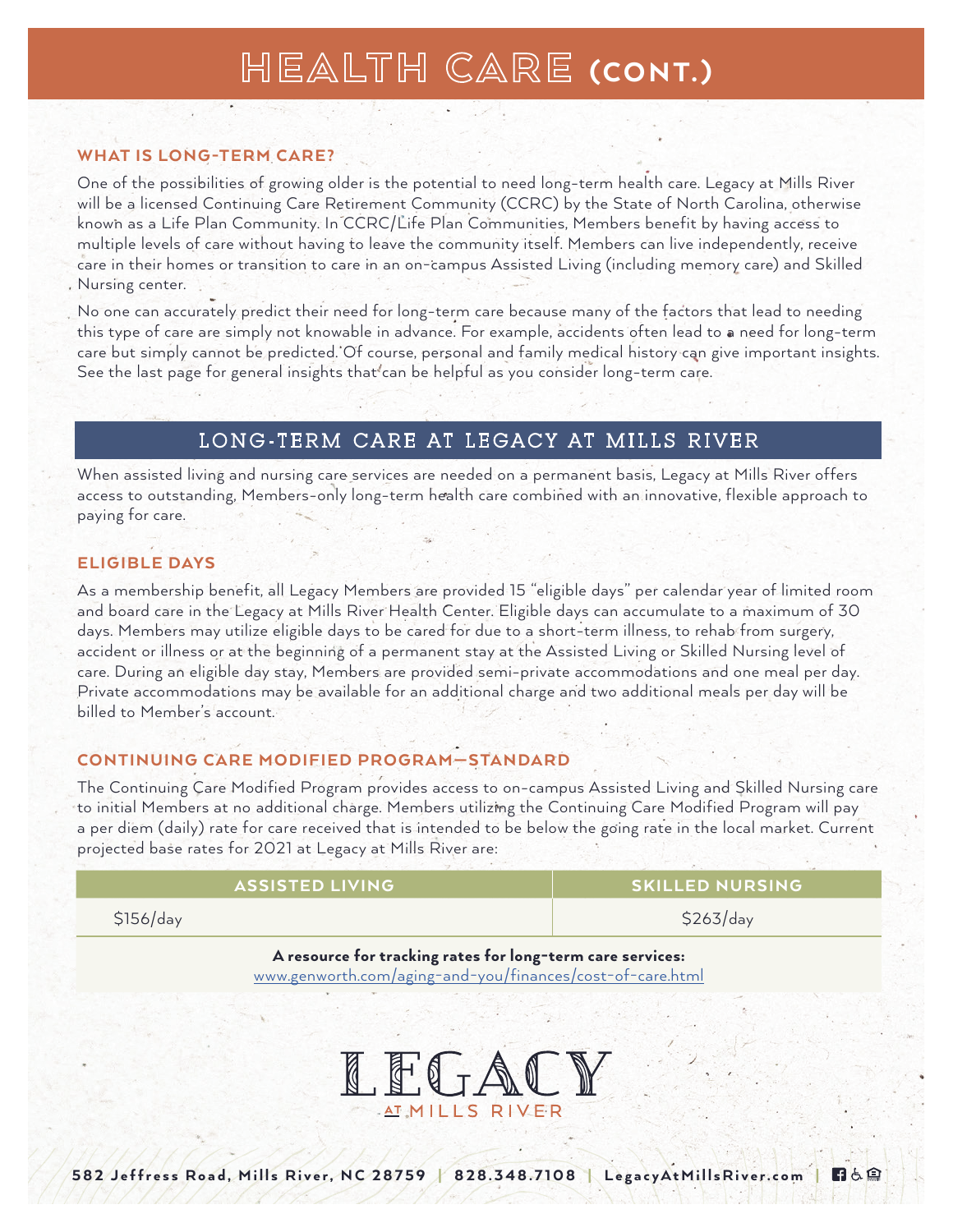# HEALTH CARE (CONT.)

### WHAT IS LONG-TERM CARE?

One of the possibilities of growing older is the potential to need long-term health care. Legacy at Mills River will be a licensed Continuing Care Retirement Community (CCRC) by the State of North Carolina, otherwise known as a Life Plan Community. In CCRC/Life Plan Communities, Members benefit by having access to multiple levels of care without having to leave the community itself. Members can live independently, receive care in their homes or transition to care in an on-campus Assisted Living (including memory care) and Skilled Nursing center.

No one can accurately predict their need for long-term care because many of the factors that lead to needing this type of care are simply not knowable in advance. For example, accidents often lead to a need for long-term care but simply cannot be predicted. Of course, personal and family medical history can give important insights. See the last page for general insights that can be helpful as you consider long-term care.

## LONG-TERM CARE AT LEGACY AT MILLS RIVER

When assisted living and nursing care services are needed on a permanent basis, Legacy at Mills River offers access to outstanding, Members-only long-term health care combined with an innovative, flexible approach to paying for care.

### ELIGIBLE DAYS

As a membership benefit, all Legacy Members are provided 15 "eligible days" per calendar year of limited room and board care in the Legacy at Mills River Health Center. Eligible days can accumulate to a maximum of 30 days. Members may utilize eligible days to be cared for due to a short-term illness, to rehab from surgery, accident or illness or at the beginning of a permanent stay at the Assisted Living or Skilled Nursing level of care. During an eligible day stay, Members are provided semi-private accommodations and one meal per day. Private accommodations may be available for an additional charge and two additional meals per day will be billed to Member's account.

### CONTINUING CARE MODIFIED PROGRAM—STANDARD

The Continuing Care Modified Program provides access to on-campus Assisted Living and Skilled Nursing care to initial Members at no additional charge. Members utilizing the Continuing Care Modified Program will pay a per diem (daily) rate for care received that is intended to be below the going rate in the local market. Current projected base rates for 2021 at Legacy at Mills River are:

| ASSISTED LIVING | SKILLED NURSING |
|---|---|
| $156/day | $263/day |

**A resource for tracking rates for long-term care services:**
www.genworth.com/aging-and-you/finances/cost-of-care.html

LEGACY AT MILLS RIVER

582 Jeffress Road, Mills River, NC 28759 | 828.348.7108 | LegacyAtMillsRiver.com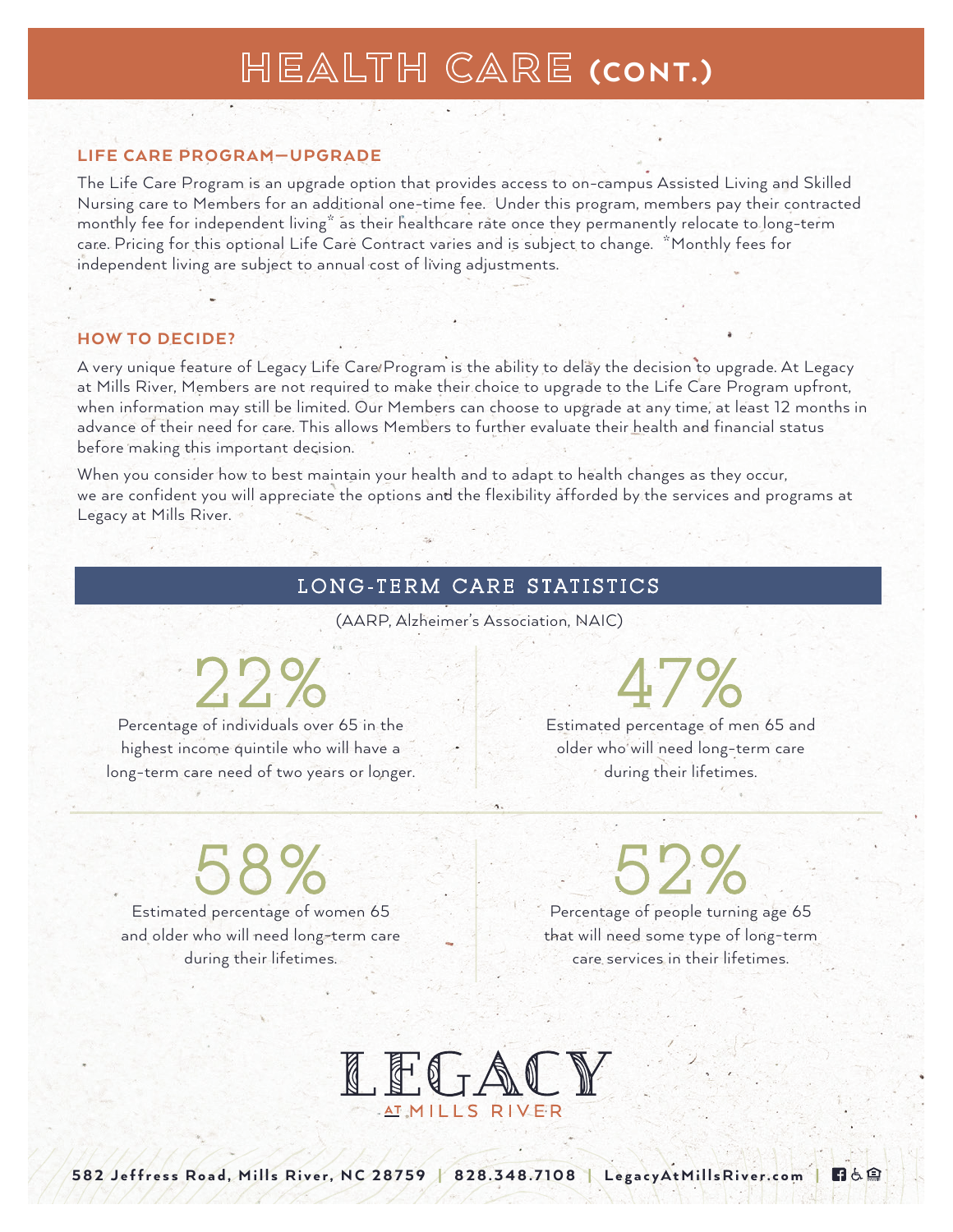# HEALTH CARE (CONT.)

### LIFE CARE PROGRAM—UPGRADE

The Life Care Program is an upgrade option that provides access to on-campus Assisted Living and Skilled Nursing care to Members for an additional one-time fee. Under this program, members pay their contracted monthly fee for independent living* as their healthcare rate once they permanently relocate to long-term care. Pricing for this optional Life Care Contract varies and is subject to change. *Monthly fees for independent living are subject to annual cost of living adjustments.

### HOW TO DECIDE?

A very unique feature of Legacy Life Care Program is the ability to delay the decision to upgrade. At Legacy at Mills River, Members are not required to make their choice to upgrade to the Life Care Program upfront, when information may still be limited. Our Members can choose to upgrade at any time, at least 12 months in advance of their need for care. This allows Members to further evaluate their health and financial status before making this important decision.

When you consider how to best maintain your health and to adapt to health changes as they occur, we are confident you will appreciate the options and the flexibility afforded by the services and programs at Legacy at Mills River.

## LONG-TERM CARE STATISTICS

(AARP, Alzheimer's Association, NAIC)

**22%**
Percentage of individuals over 65 in the highest income quintile who will have a long-term care need of two years or longer.

**47%**
Estimated percentage of men 65 and older who will need long-term care during their lifetimes.

**58%**
Estimated percentage of women 65 and older who will need long-term care during their lifetimes.

**52%**
Percentage of people turning age 65 that will need some type of long-term care services in their lifetimes.

LEGACY AT MILLS RIVER

582 Jeffress Road, Mills River, NC 28759 | 828.348.7108 | LegacyAtMillsRiver.com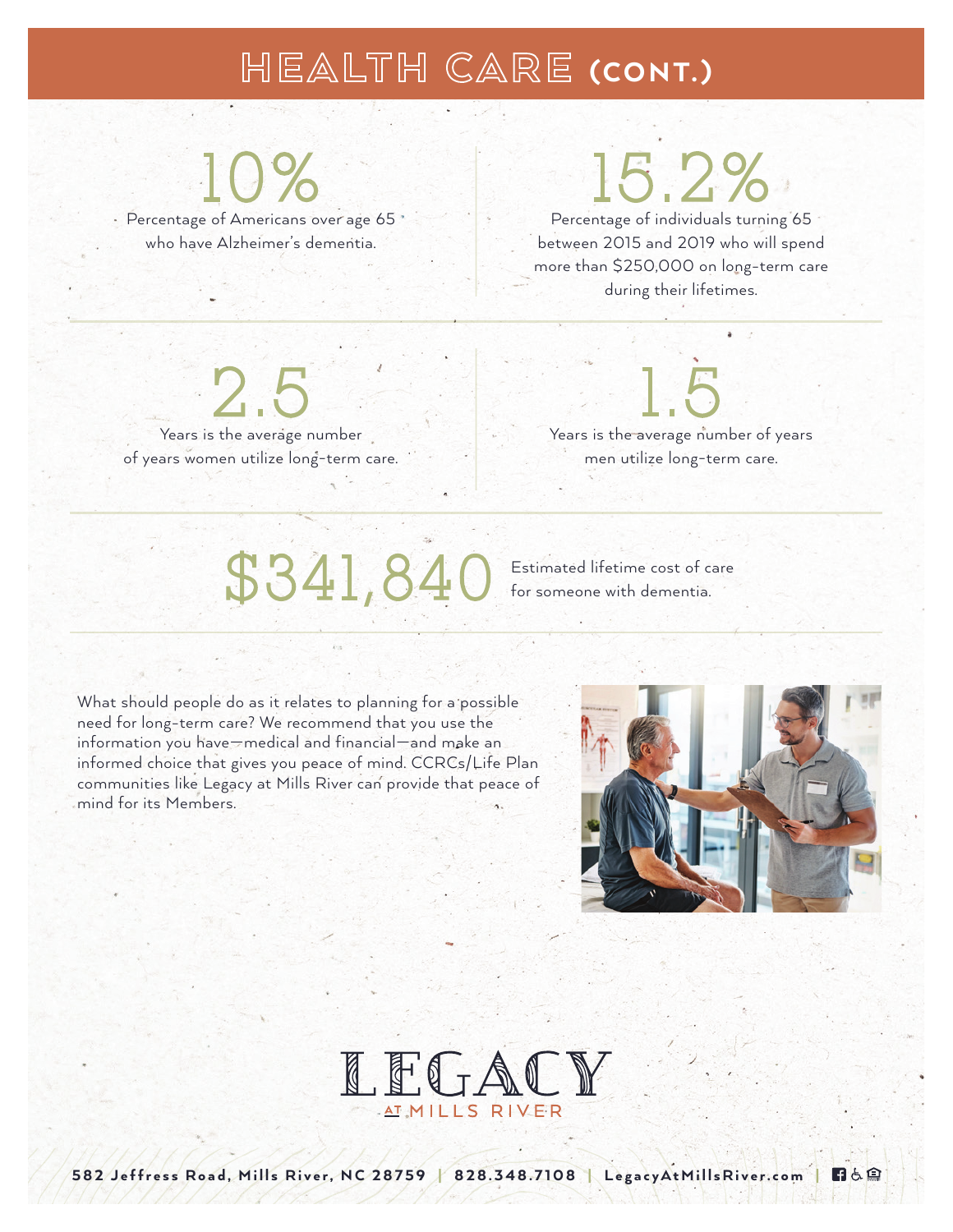# HEALTH CARE (CONT.)

**10%**

Percentage of Americans over age 65 who have Alzheimer's dementia.

**15.2%**

Percentage of individuals turning 65 between 2015 and 2019 who will spend more than $250,000 on long-term care during their lifetimes.

**2.5**

Years is the average number of years women utilize long-term care.

**1.5**

Years is the average number of years men utilize long-term care.

**$341,840**

Estimated lifetime cost of care for someone with dementia.

What should people do as it relates to planning for a possible need for long-term care? We recommend that you use the information you have—medical and financial—and make an informed choice that gives you peace of mind. CCRCs/Life Plan communities like Legacy at Mills River can provide that peace of mind for its Members.

LEGACY AT MILLS RIVER

582 Jeffress Road, Mills River, NC 28759 | 828.348.7108 | LegacyAtMillsRiver.com